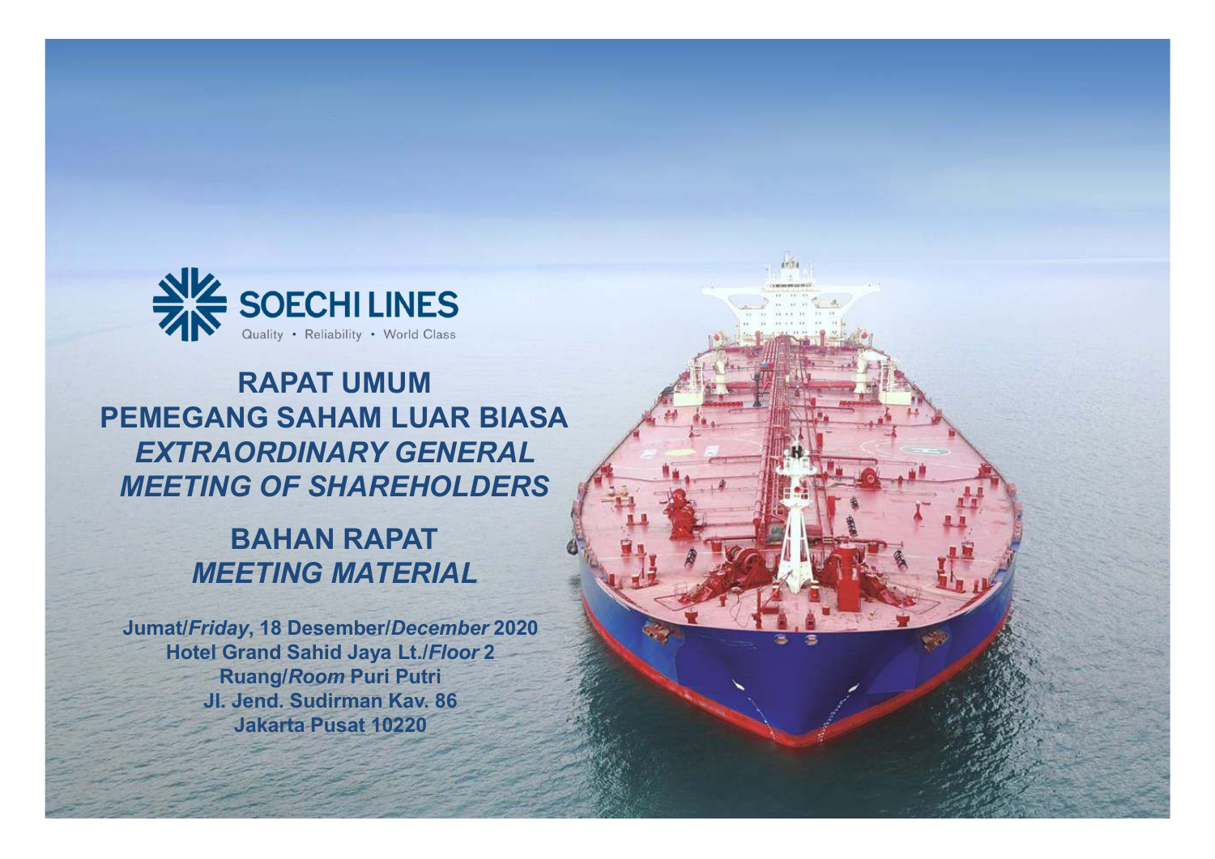SOECHI LINES

Quality • Reliability • World Class

# RAPAT UMUM PEMEGANG SAHAM LUAR BIASA
# *EXTRAORDINARY GENERAL MEETING OF SHAREHOLDERS*

## BAHAN RAPAT
## *MEETING MATERIAL*

**Jumat/*Friday*, 18 Desember/*December* 2020**
**Hotel Grand Sahid Jaya Lt./*Floor* 2**
**Ruang/*Room* Puri Putri**
**Jl. Jend. Sudirman Kav. 86**
**Jakarta Pusat 10220**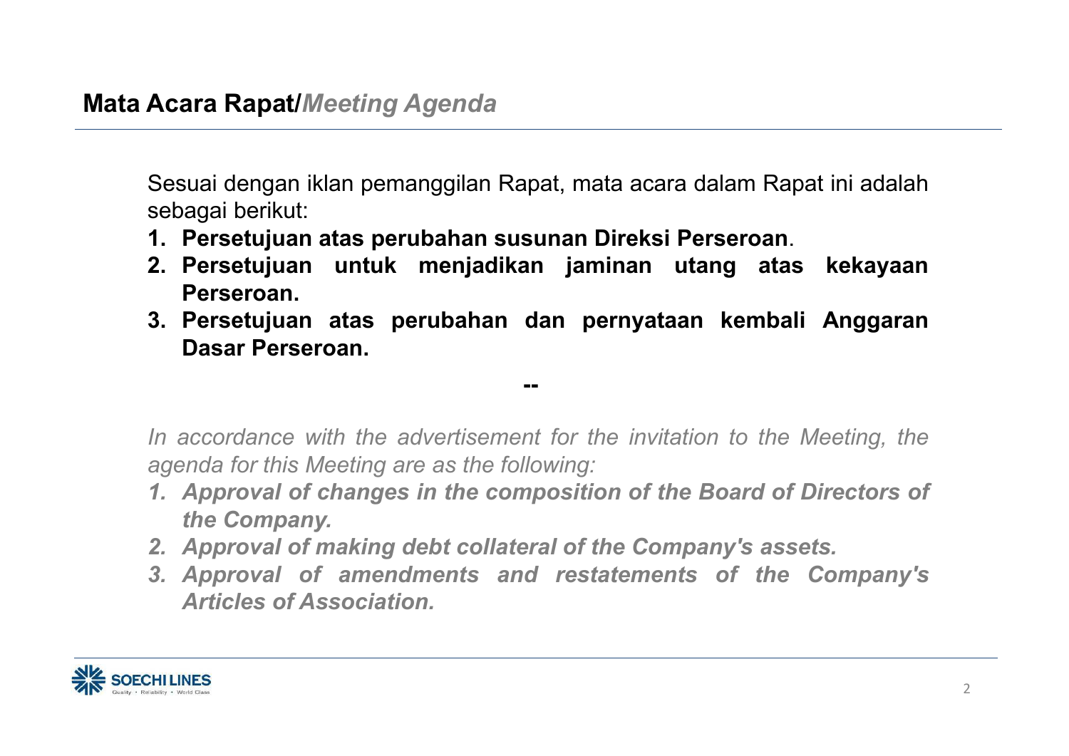## **Mata Acara Rapat/*Meeting Agenda***

Sesuai dengan iklan pemanggilan Rapat, mata acara dalam Rapat ini adalah sebagai berikut:

1. **Persetujuan atas perubahan susunan Direksi Perseroan**.
2. **Persetujuan untuk menjadikan jaminan utang atas kekayaan Perseroan.**
3. **Persetujuan atas perubahan dan pernyataan kembali Anggaran Dasar Perseroan.**

**--**

*In accordance with the advertisement for the invitation to the Meeting, the agenda for this Meeting are as the following:*

1. ***Approval of changes in the composition of the Board of Directors of the Company.***
2. ***Approval of making debt collateral of the Company's assets.***
3. ***Approval of amendments and restatements of the Company's Articles of Association.***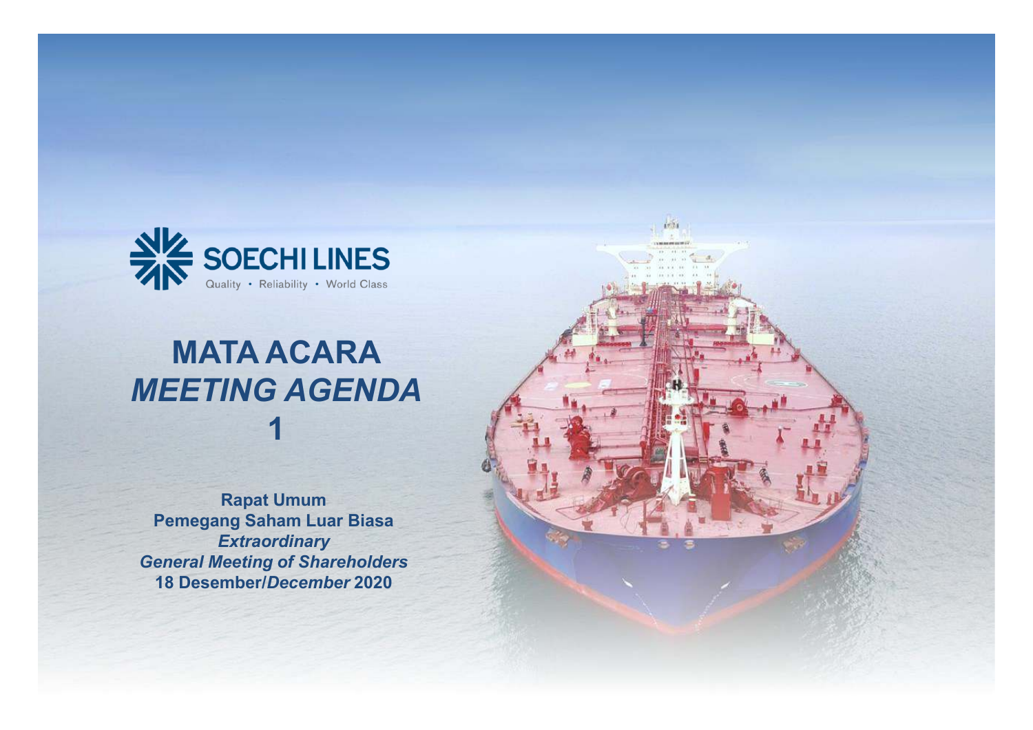SOECHI LINES

Quality • Reliability • World Class

# MATA ACARA
# *MEETING AGENDA*
# 1

**Rapat Umum**
**Pemegang Saham Luar Biasa**
***Extraordinary***
***General Meeting of Shareholders***
**18 Desember/*December* 2020**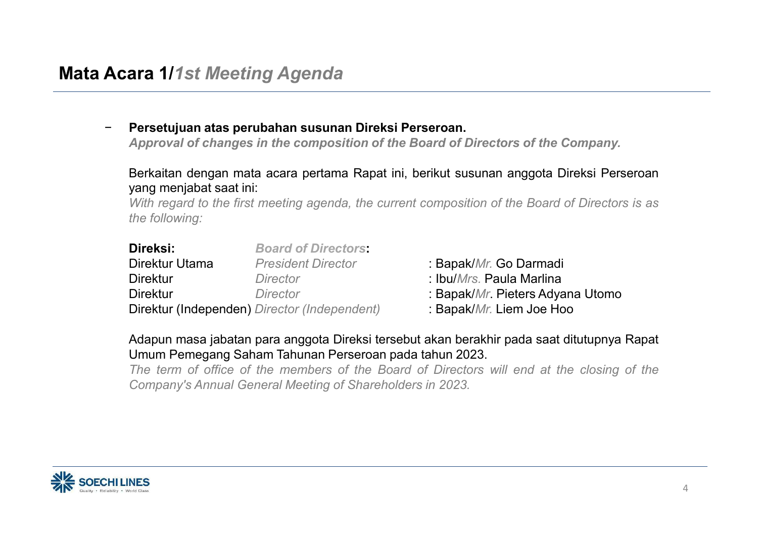## **Mata Acara 1/*1st Meeting Agenda***

- **Persetujuan atas perubahan susunan Direksi Perseroan.**
  ***Approval of changes in the composition of the Board of Directors of the Company.***

  Berkaitan dengan mata acara pertama Rapat ini, berikut susunan anggota Direksi Perseroan yang menjabat saat ini:
  *With regard to the first meeting agenda, the current composition of the Board of Directors is as the following:*

| **Direksi:** | ***Board of Directors*:** | |
|---|---|---|
| Direktur Utama | *President Director* | : Bapak/*Mr.* Go Darmadi |
| Direktur | *Director* | : Ibu/*Mrs.* Paula Marlina |
| Direktur | *Director* | : Bapak/*Mr*. Pieters Adyana Utomo |
| Direktur (Independen) | *Director (Independent)* | : Bapak/*Mr.* Liem Joe Hoo |

  Adapun masa jabatan para anggota Direksi tersebut akan berakhir pada saat ditutupnya Rapat Umum Pemegang Saham Tahunan Perseroan pada tahun 2023.
  *The term of office of the members of the Board of Directors will end at the closing of the Company's Annual General Meeting of Shareholders in 2023.*

SOECHI LINES
Quality • Reliability • World Class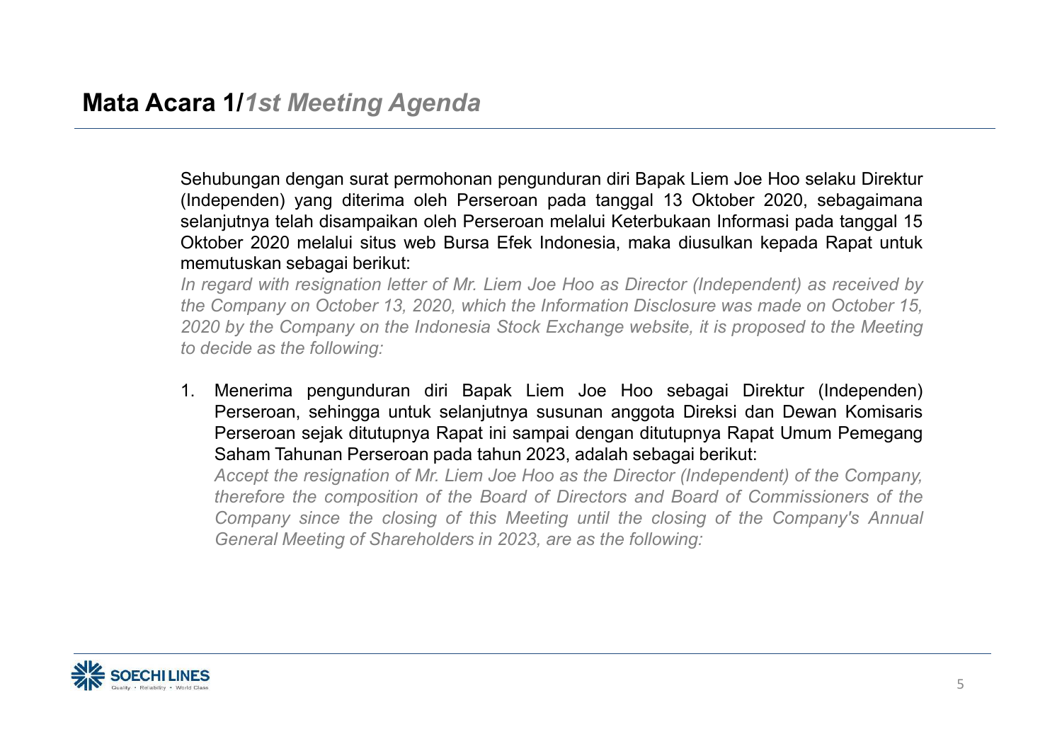## Mata Acara 1/*1st Meeting Agenda*

Sehubungan dengan surat permohonan pengunduran diri Bapak Liem Joe Hoo selaku Direktur (Independen) yang diterima oleh Perseroan pada tanggal 13 Oktober 2020, sebagaimana selanjutnya telah disampaikan oleh Perseroan melalui Keterbukaan Informasi pada tanggal 15 Oktober 2020 melalui situs web Bursa Efek Indonesia, maka diusulkan kepada Rapat untuk memutuskan sebagai berikut:

*In regard with resignation letter of Mr. Liem Joe Hoo as Director (Independent) as received by the Company on October 13, 2020, which the Information Disclosure was made on October 15, 2020 by the Company on the Indonesia Stock Exchange website, it is proposed to the Meeting to decide as the following:*

1. Menerima pengunduran diri Bapak Liem Joe Hoo sebagai Direktur (Independen) Perseroan, sehingga untuk selanjutnya susunan anggota Direksi dan Dewan Komisaris Perseroan sejak ditutupnya Rapat ini sampai dengan ditutupnya Rapat Umum Pemegang Saham Tahunan Perseroan pada tahun 2023, adalah sebagai berikut:

   *Accept the resignation of Mr. Liem Joe Hoo as the Director (Independent) of the Company, therefore the composition of the Board of Directors and Board of Commissioners of the Company since the closing of this Meeting until the closing of the Company's Annual General Meeting of Shareholders in 2023, are as the following:*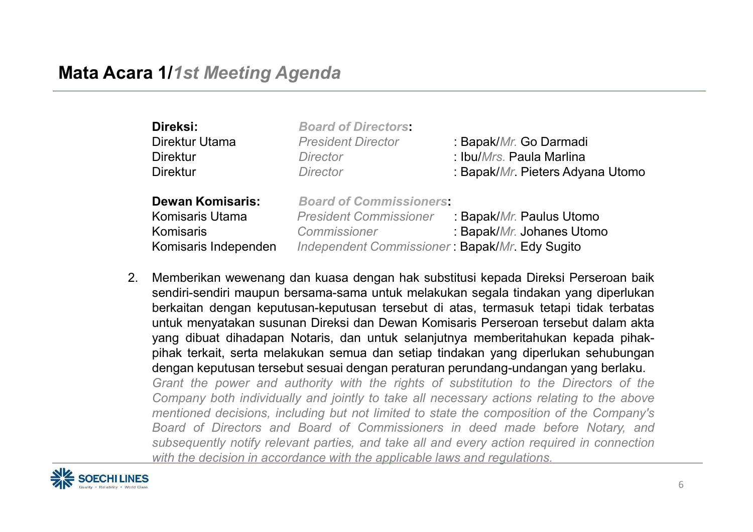## Mata Acara 1/*1st Meeting Agenda*

| **Direksi:** | ***Board of Directors*:** | |
|---|---|---|
| Direktur Utama | *President Director* | : Bapak/*Mr.* Go Darmadi |
| Direktur | *Director* | : Ibu/*Mrs.* Paula Marlina |
| Direktur | *Director* | : Bapak/*Mr*. Pieters Adyana Utomo |

| **Dewan Komisaris:** | ***Board of Commissioners*:** | |
|---|---|---|
| Komisaris Utama | *President Commissioner* | : Bapak/*Mr.* Paulus Utomo |
| Komisaris | *Commissioner* | : Bapak/*Mr.* Johanes Utomo |
| Komisaris Independen | *Independent Commissioner* | : Bapak/*Mr*. Edy Sugito |

2. Memberikan wewenang dan kuasa dengan hak substitusi kepada Direksi Perseroan baik sendiri-sendiri maupun bersama-sama untuk melakukan segala tindakan yang diperlukan berkaitan dengan keputusan-keputusan tersebut di atas, termasuk tetapi tidak terbatas untuk menyatakan susunan Direksi dan Dewan Komisaris Perseroan tersebut dalam akta yang dibuat dihadapan Notaris, dan untuk selanjutnya memberitahukan kepada pihak-pihak terkait, serta melakukan semua dan setiap tindakan yang diperlukan sehubungan dengan keputusan tersebut sesuai dengan peraturan perundang-undangan yang berlaku.
   *Grant the power and authority with the rights of substitution to the Directors of the Company both individually and jointly to take all necessary actions relating to the above mentioned decisions, including but not limited to state the composition of the Company's Board of Directors and Board of Commissioners in deed made before Notary, and subsequently notify relevant parties, and take all and every action required in connection with the decision in accordance with the applicable laws and regulations.*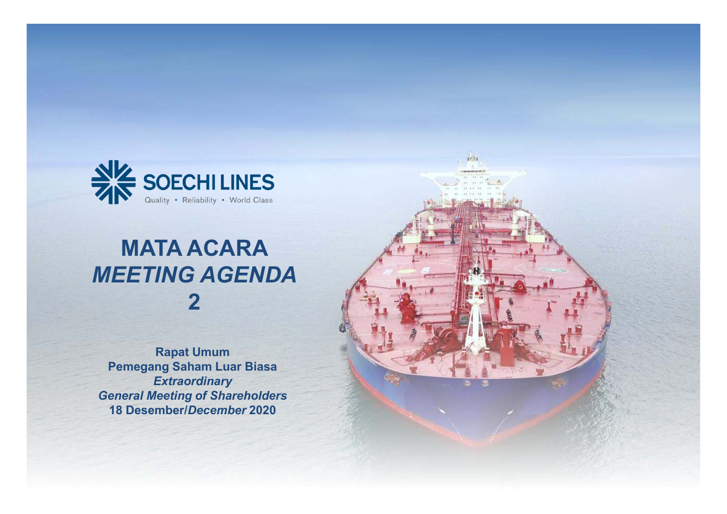SOECHI LINES

Quality • Reliability • World Class

# MATA ACARA
# *MEETING AGENDA*
# 2

**Rapat Umum**
**Pemegang Saham Luar Biasa**
***Extraordinary***
***General Meeting of Shareholders***
**18 Desember/*December* 2020**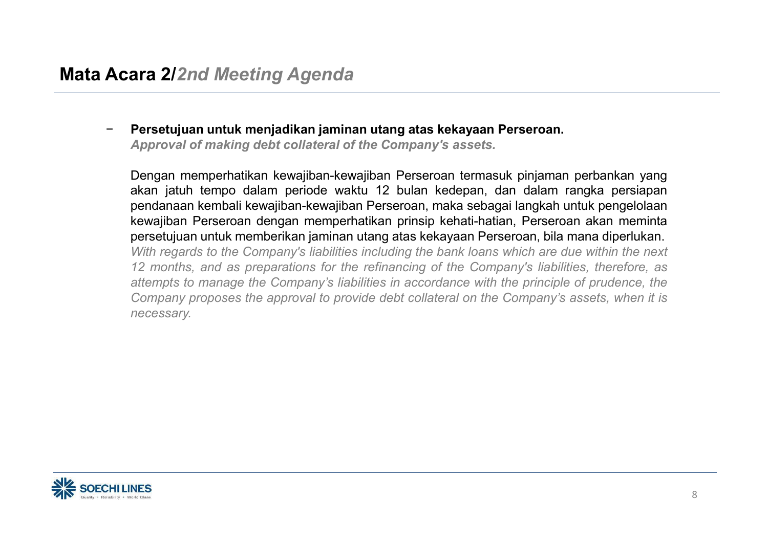## Mata Acara 2/*2nd Meeting Agenda*

- **Persetujuan untuk menjadikan jaminan utang atas kekayaan Perseroan.**
  ***Approval of making debt collateral of the Company's assets.***

  Dengan memperhatikan kewajiban-kewajiban Perseroan termasuk pinjaman perbankan yang akan jatuh tempo dalam periode waktu 12 bulan kedepan, dan dalam rangka persiapan pendanaan kembali kewajiban-kewajiban Perseroan, maka sebagai langkah untuk pengelolaan kewajiban Perseroan dengan memperhatikan prinsip kehati-hatian, Perseroan akan meminta persetujuan untuk memberikan jaminan utang atas kekayaan Perseroan, bila mana diperlukan.
  *With regards to the Company's liabilities including the bank loans which are due within the next 12 months, and as preparations for the refinancing of the Company's liabilities, therefore, as attempts to manage the Company's liabilities in accordance with the principle of prudence, the Company proposes the approval to provide debt collateral on the Company's assets, when it is necessary.*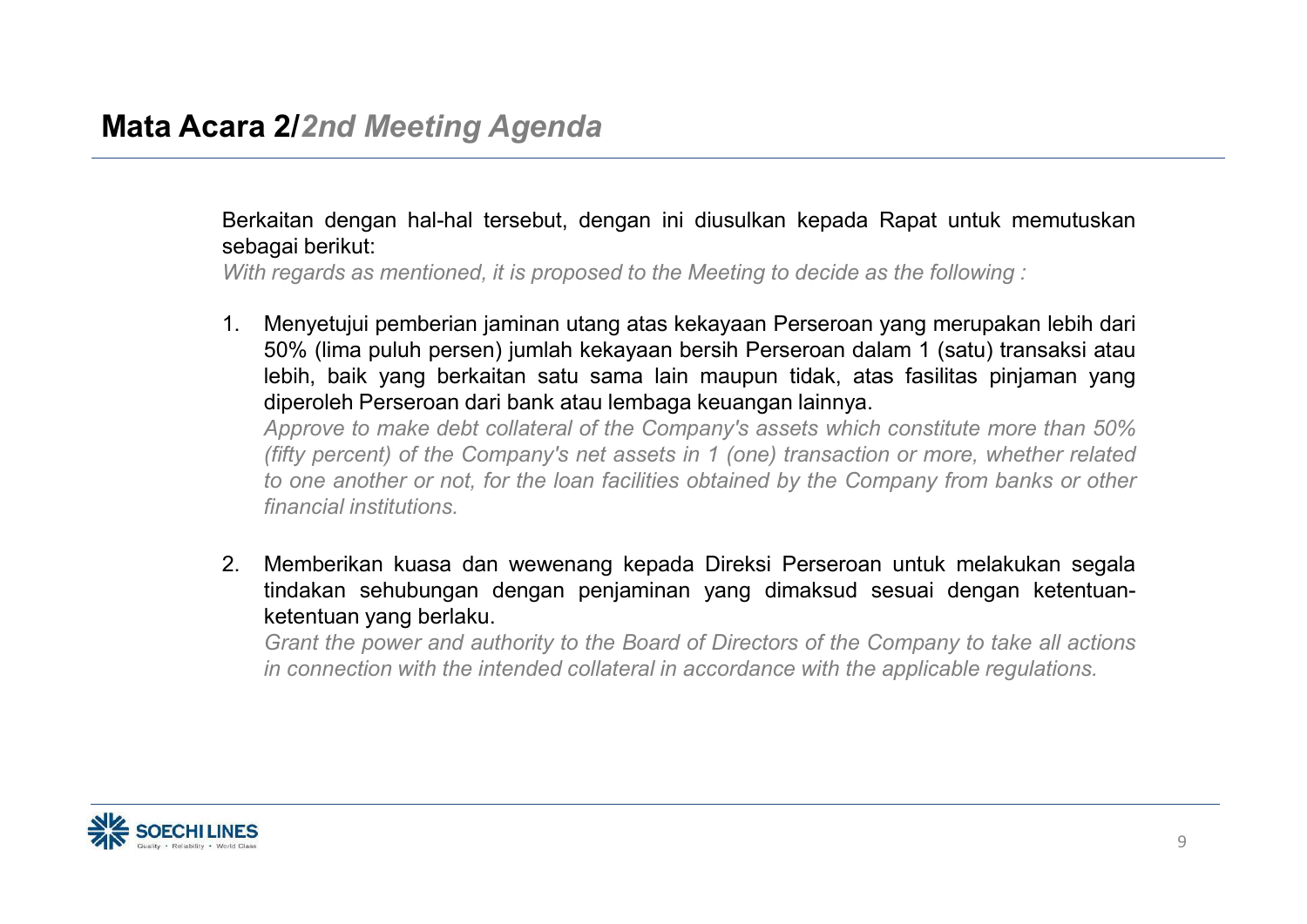## Mata Acara 2/*2nd Meeting Agenda*

Berkaitan dengan hal-hal tersebut, dengan ini diusulkan kepada Rapat untuk memutuskan sebagai berikut:
*With regards as mentioned, it is proposed to the Meeting to decide as the following :*

1. Menyetujui pemberian jaminan utang atas kekayaan Perseroan yang merupakan lebih dari 50% (lima puluh persen) jumlah kekayaan bersih Perseroan dalam 1 (satu) transaksi atau lebih, baik yang berkaitan satu sama lain maupun tidak, atas fasilitas pinjaman yang diperoleh Perseroan dari bank atau lembaga keuangan lainnya.
   *Approve to make debt collateral of the Company's assets which constitute more than 50% (fifty percent) of the Company's net assets in 1 (one) transaction or more, whether related to one another or not, for the loan facilities obtained by the Company from banks or other financial institutions.*

2. Memberikan kuasa dan wewenang kepada Direksi Perseroan untuk melakukan segala tindakan sehubungan dengan penjaminan yang dimaksud sesuai dengan ketentuan-ketentuan yang berlaku.
   *Grant the power and authority to the Board of Directors of the Company to take all actions in connection with the intended collateral in accordance with the applicable regulations.*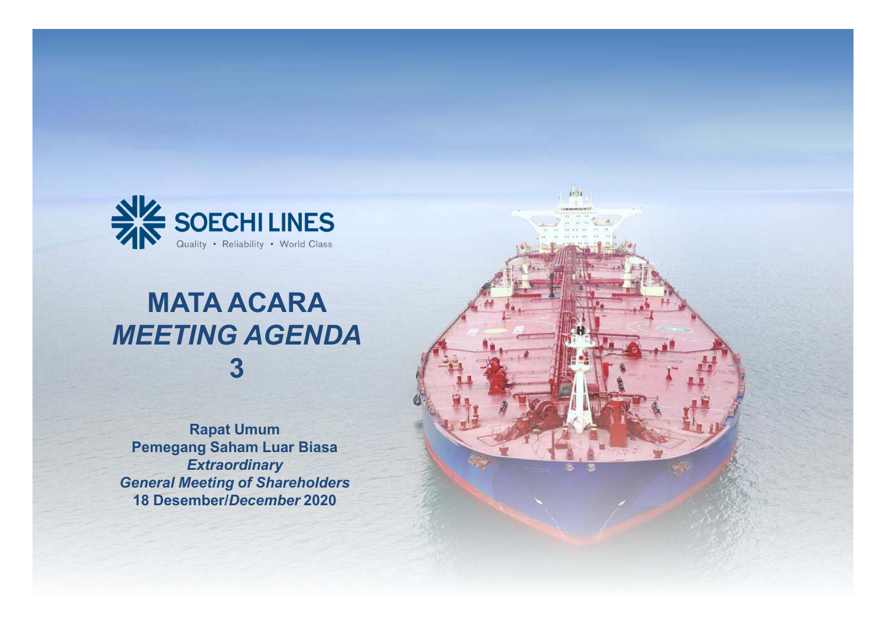SOECHI LINES

Quality • Reliability • World Class

# MATA ACARA
# *MEETING AGENDA*
# 3

**Rapat Umum**
**Pemegang Saham Luar Biasa**
***Extraordinary***
***General Meeting of Shareholders***
**18 Desember/*December* 2020**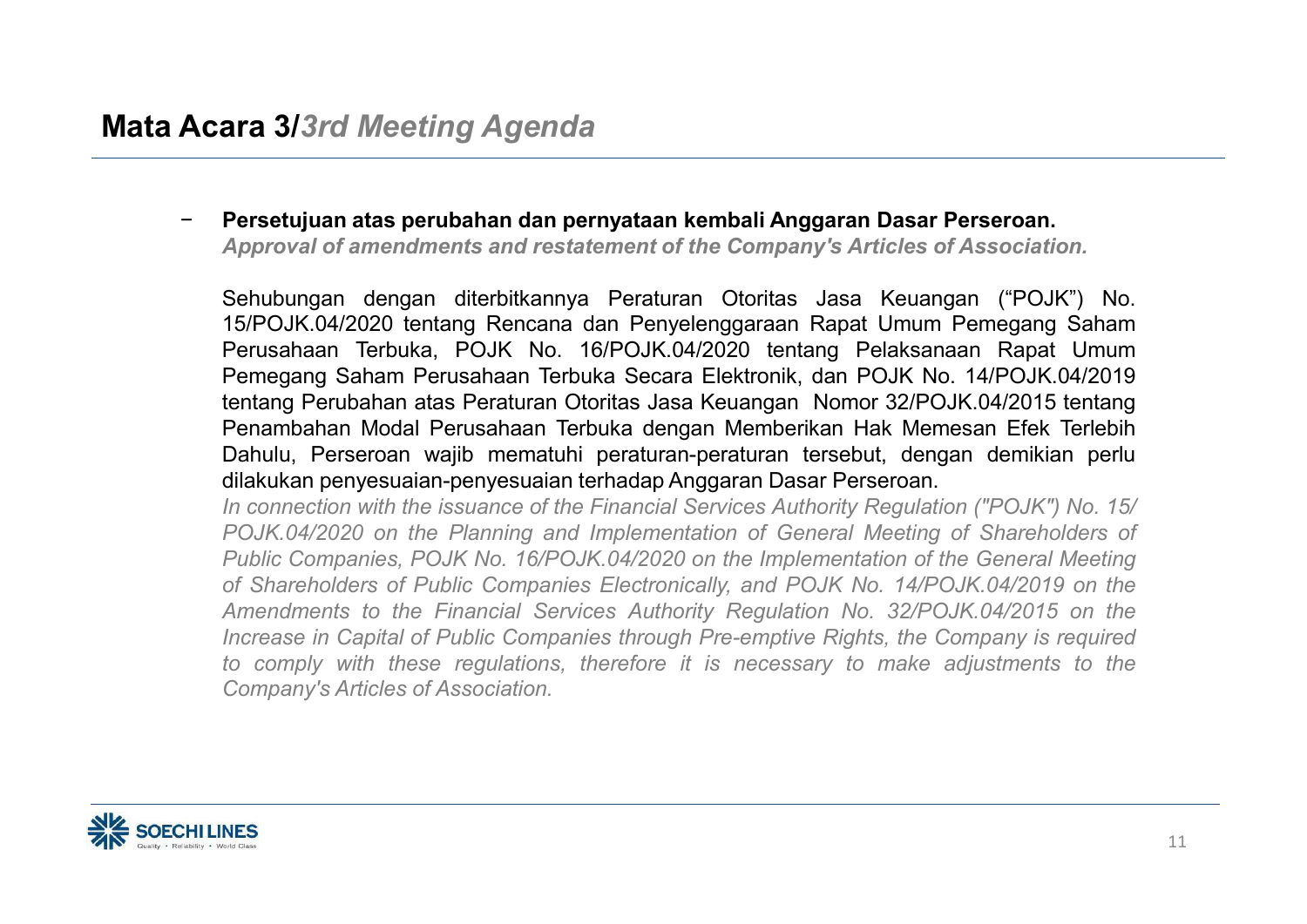## **Mata Acara 3/*3rd Meeting Agenda***

- **Persetujuan atas perubahan dan pernyataan kembali Anggaran Dasar Perseroan.**
  ***Approval of amendments and restatement of the Company's Articles of Association.***

  Sehubungan dengan diterbitkannya Peraturan Otoritas Jasa Keuangan ("POJK") No. 15/POJK.04/2020 tentang Rencana dan Penyelenggaraan Rapat Umum Pemegang Saham Perusahaan Terbuka, POJK No. 16/POJK.04/2020 tentang Pelaksanaan Rapat Umum Pemegang Saham Perusahaan Terbuka Secara Elektronik, dan POJK No. 14/POJK.04/2019 tentang Perubahan atas Peraturan Otoritas Jasa Keuangan Nomor 32/POJK.04/2015 tentang Penambahan Modal Perusahaan Terbuka dengan Memberikan Hak Memesan Efek Terlebih Dahulu, Perseroan wajib mematuhi peraturan-peraturan tersebut, dengan demikian perlu dilakukan penyesuaian-penyesuaian terhadap Anggaran Dasar Perseroan.
  *In connection with the issuance of the Financial Services Authority Regulation ("POJK") No. 15/ POJK.04/2020 on the Planning and Implementation of General Meeting of Shareholders of Public Companies, POJK No. 16/POJK.04/2020 on the Implementation of the General Meeting of Shareholders of Public Companies Electronically, and POJK No. 14/POJK.04/2019 on the Amendments to the Financial Services Authority Regulation No. 32/POJK.04/2015 on the Increase in Capital of Public Companies through Pre-emptive Rights, the Company is required to comply with these regulations, therefore it is necessary to make adjustments to the Company's Articles of Association.*

SOECHI LINES
Quality • Reliability • World Class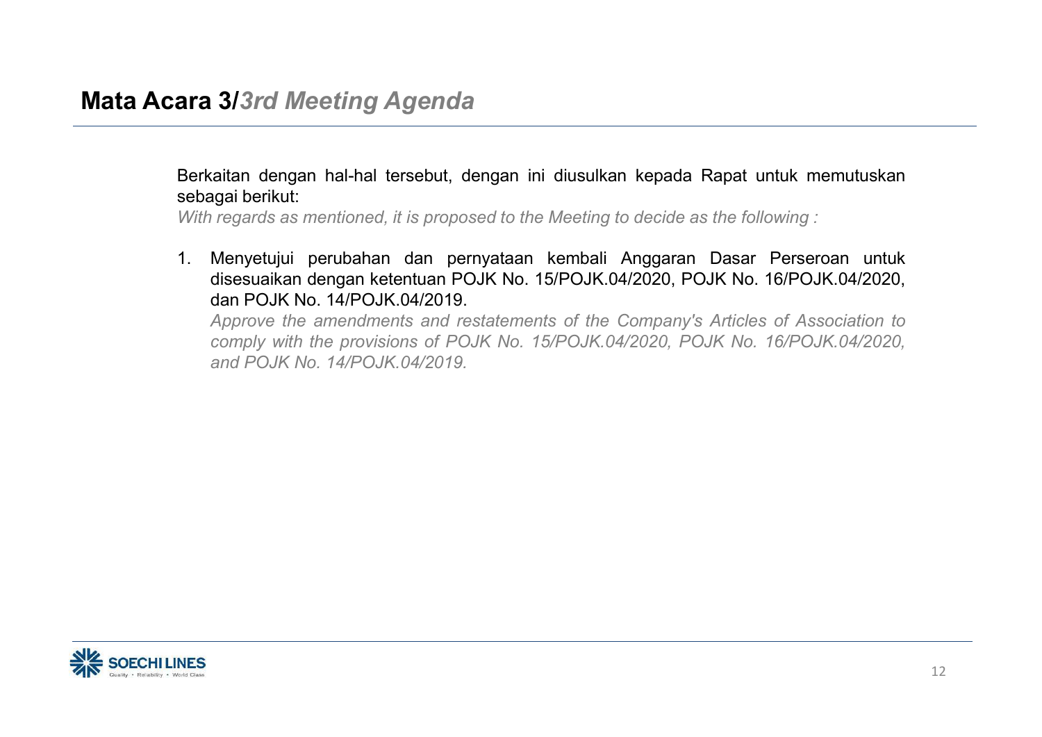# Mata Acara 3/*3rd Meeting Agenda*

Berkaitan dengan hal-hal tersebut, dengan ini diusulkan kepada Rapat untuk memutuskan sebagai berikut:
*With regards as mentioned, it is proposed to the Meeting to decide as the following :*

1. Menyetujui perubahan dan pernyataan kembali Anggaran Dasar Perseroan untuk disesuaikan dengan ketentuan POJK No. 15/POJK.04/2020, POJK No. 16/POJK.04/2020, dan POJK No. 14/POJK.04/2019.
   *Approve the amendments and restatements of the Company's Articles of Association to comply with the provisions of POJK No. 15/POJK.04/2020, POJK No. 16/POJK.04/2020, and POJK No. 14/POJK.04/2019.*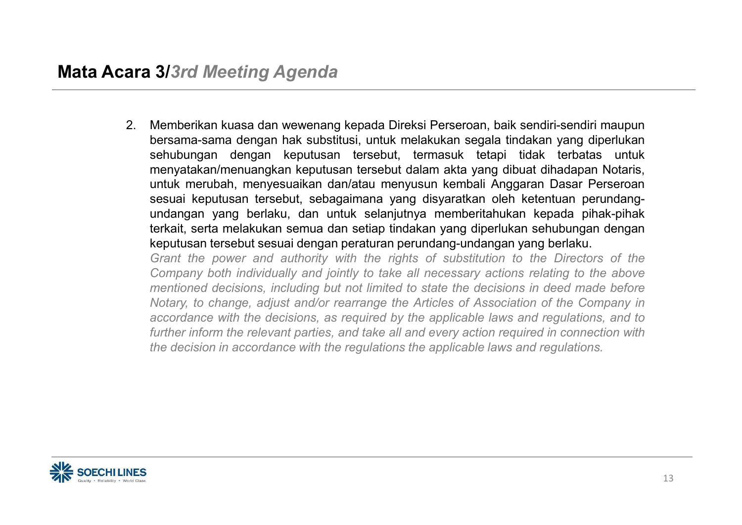## Mata Acara 3/*3rd Meeting Agenda*

2. Memberikan kuasa dan wewenang kepada Direksi Perseroan, baik sendiri-sendiri maupun bersama-sama dengan hak substitusi, untuk melakukan segala tindakan yang diperlukan sehubungan dengan keputusan tersebut, termasuk tetapi tidak terbatas untuk menyatakan/menuangkan keputusan tersebut dalam akta yang dibuat dihadapan Notaris, untuk merubah, menyesuaikan dan/atau menyusun kembali Anggaran Dasar Perseroan sesuai keputusan tersebut, sebagaimana yang disyaratkan oleh ketentuan perundang-undangan yang berlaku, dan untuk selanjutnya memberitahukan kepada pihak-pihak terkait, serta melakukan semua dan setiap tindakan yang diperlukan sehubungan dengan keputusan tersebut sesuai dengan peraturan perundang-undangan yang berlaku.
*Grant the power and authority with the rights of substitution to the Directors of the Company both individually and jointly to take all necessary actions relating to the above mentioned decisions, including but not limited to state the decisions in deed made before Notary, to change, adjust and/or rearrange the Articles of Association of the Company in accordance with the decisions, as required by the applicable laws and regulations, and to further inform the relevant parties, and take all and every action required in connection with the decision in accordance with the regulations the applicable laws and regulations.*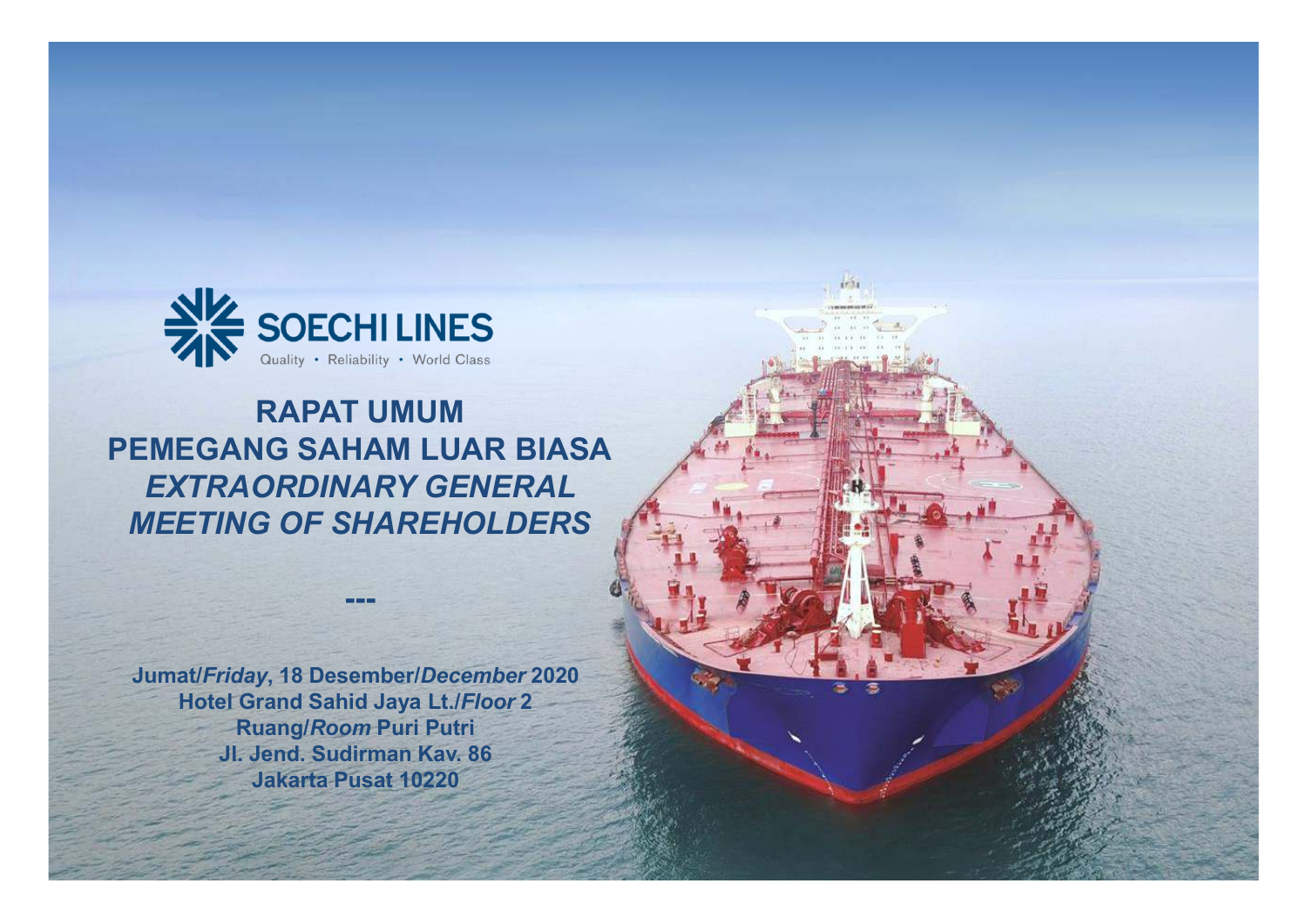SOECHI LINES

Quality • Reliability • World Class

# RAPAT UMUM PEMEGANG SAHAM LUAR BIASA

# *EXTRAORDINARY GENERAL MEETING OF SHAREHOLDERS*

---

**Jumat/*Friday*, 18 Desember/*December* 2020**
**Hotel Grand Sahid Jaya Lt./*Floor* 2**
**Ruang/*Room* Puri Putri**
**Jl. Jend. Sudirman Kav. 86**
**Jakarta Pusat 10220**